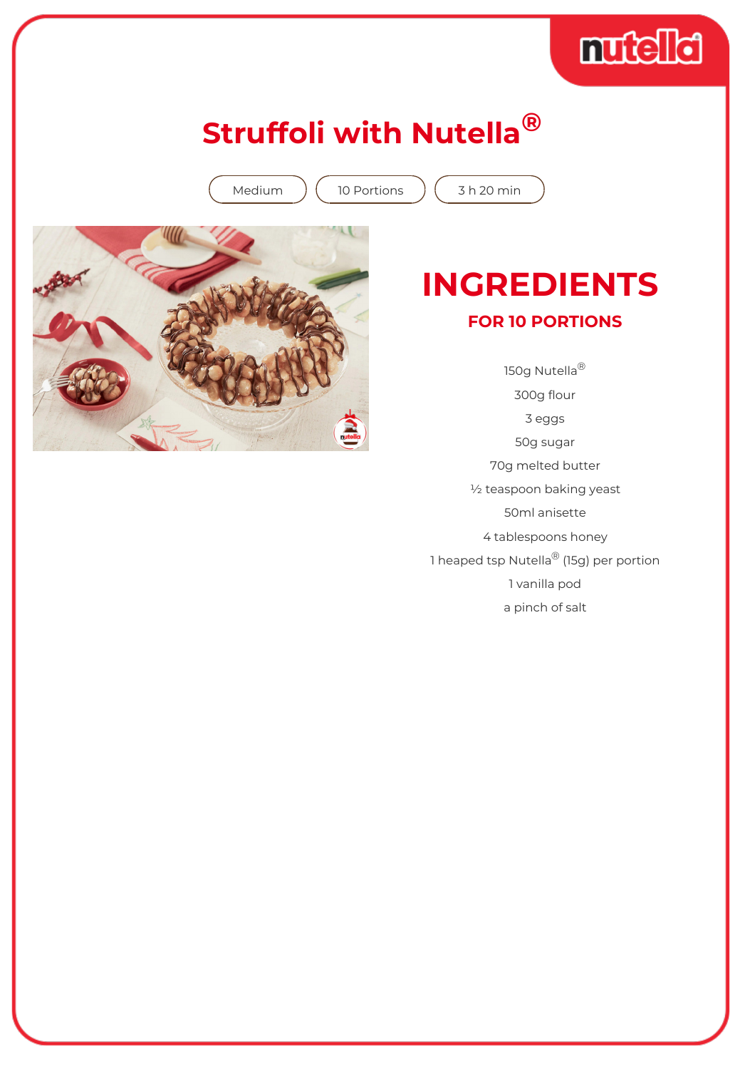# Struffoli with Nutella®

Medium | 10 Portions | 3 h 20 min

## INGREDIENTS

### FOR 10 PORTIONS

150g Nutella®

300g flour

3 eggs

50g sugar

70g melted butter

½ teaspoon baking yeast

50ml anisette

4 tablespoons honey

1 heaped tsp Nutella® (15g) per portion

1 vanilla pod

a pinch of salt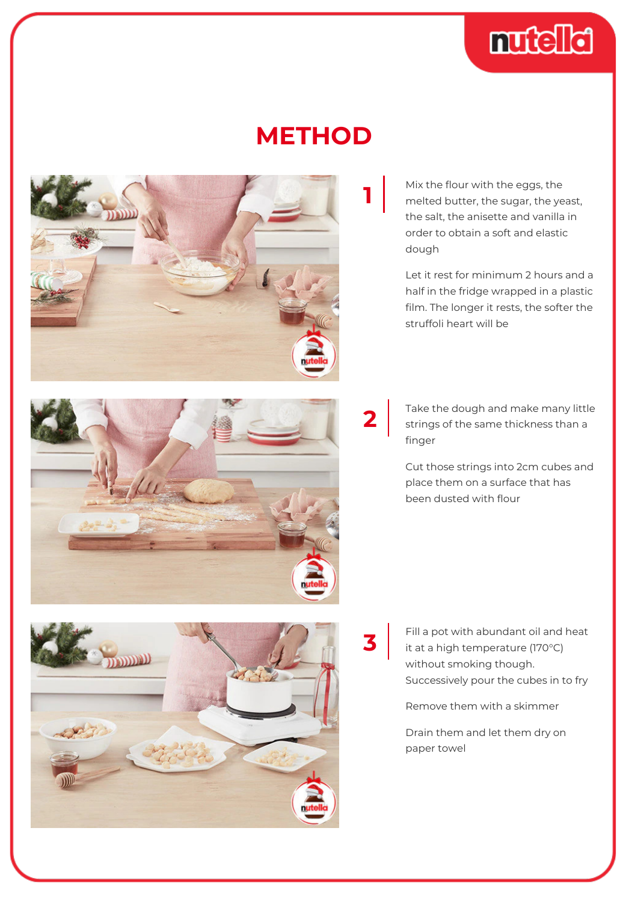# METHOD

**1**

Mix the flour with the eggs, the melted butter, the sugar, the yeast, the salt, the anisette and vanilla in order to obtain a soft and elastic dough

Let it rest for minimum 2 hours and a half in the fridge wrapped in a plastic film. The longer it rests, the softer the struffoli heart will be

**2**

Take the dough and make many little strings of the same thickness than a finger

Cut those strings into 2cm cubes and place them on a surface that has been dusted with flour

**3**

Fill a pot with abundant oil and heat it at a high temperature (170°C) without smoking though. Successively pour the cubes in to fry

Remove them with a skimmer

Drain them and let them dry on paper towel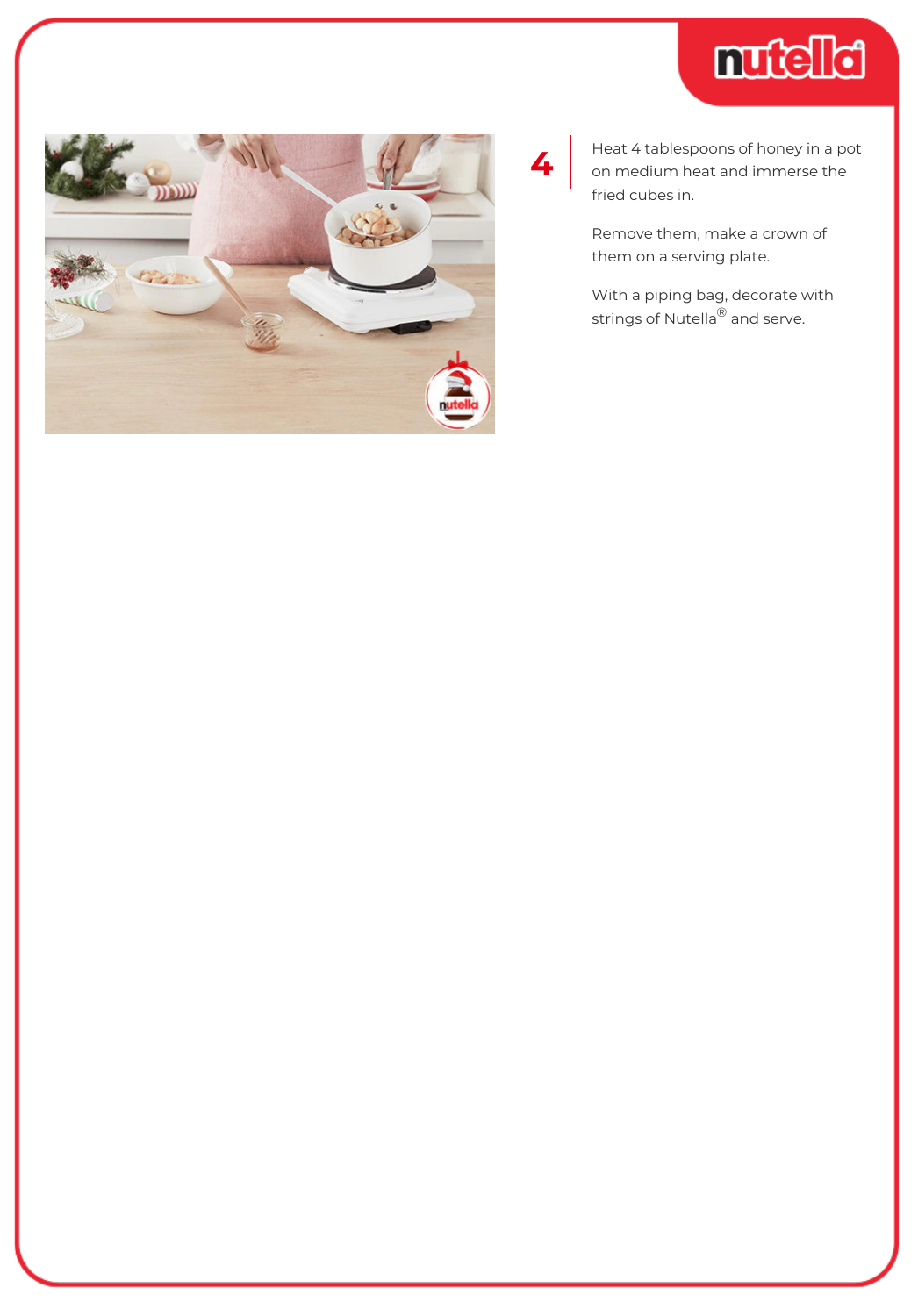4

Heat 4 tablespoons of honey in a pot on medium heat and immerse the fried cubes in.

Remove them, make a crown of them on a serving plate.

With a piping bag, decorate with strings of Nutella® and serve.